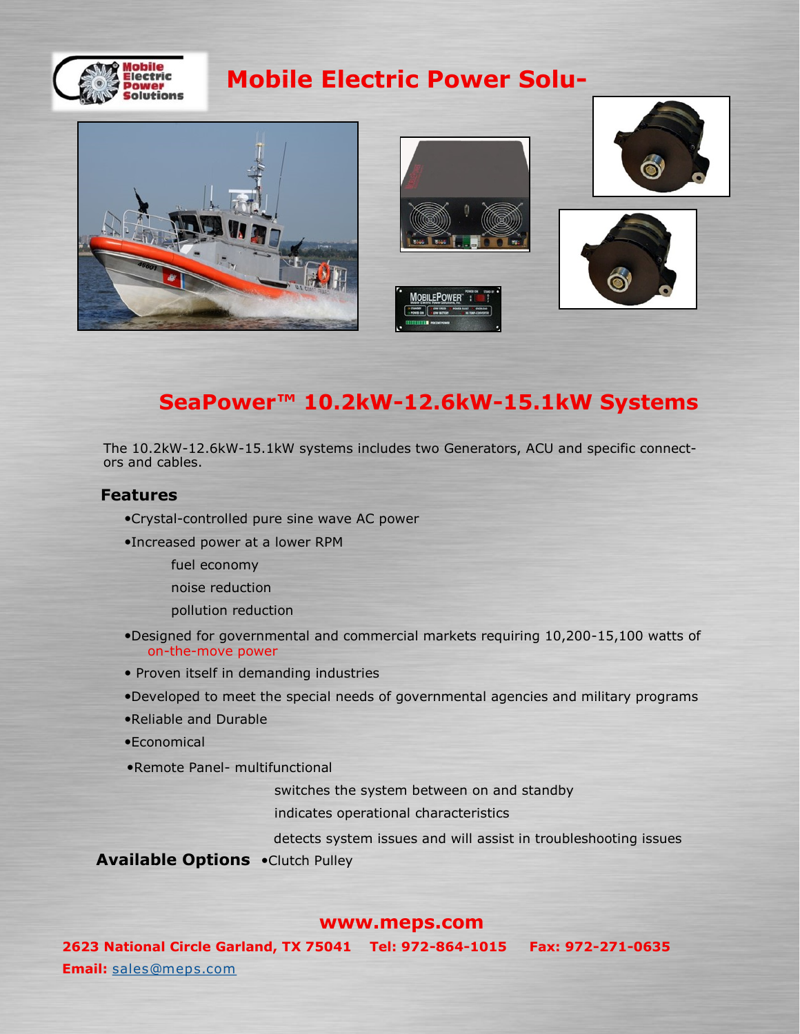# Mobile Electric Power Solu-

## SeaPower™ 10.2kW-12.6kW-15.1kW Systems

The 10.2kW-12.6kW-15.1kW systems includes two Generators, ACU and specific connect-ors and cables.

### Features

- Crystal-controlled pure sine wave AC power
- Increased power at a lower RPM
  - fuel economy
  - noise reduction
  - pollution reduction
- Designed for governmental and commercial markets requiring 10,200-15,100 watts of on-the-move power
- Proven itself in demanding industries
- Developed to meet the special needs of governmental agencies and military programs
- Reliable and Durable
- Economical
- Remote Panel- multifunctional
  - switches the system between on and standby
  - indicates operational characteristics
  - detects system issues and will assist in troubleshooting issues

**Available Options** •Clutch Pulley

**www.meps.com**

**2623 National Circle Garland, TX 75041 Tel: 972-864-1015 Fax: 972-271-0635**

**Email:** sales@meps.com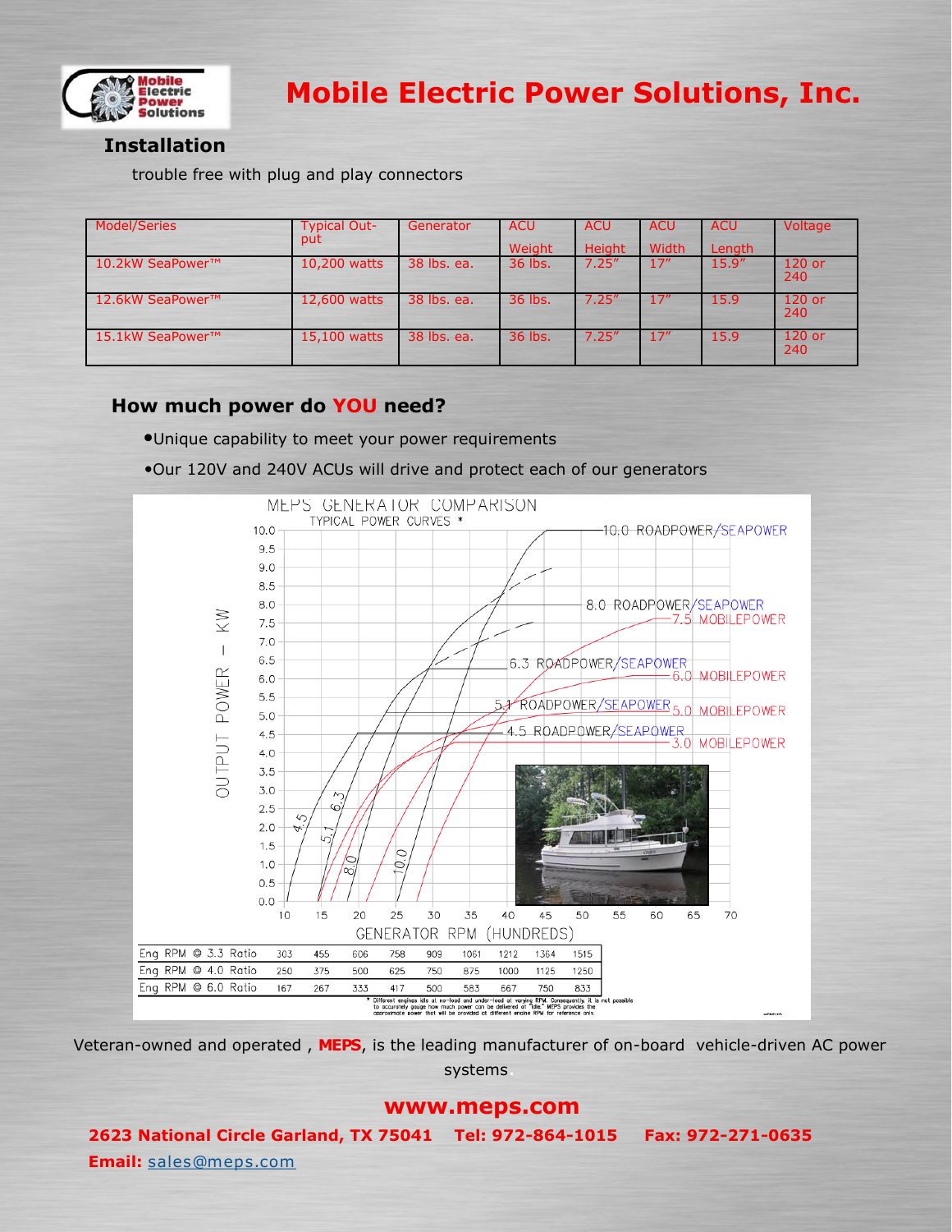**Mobile Electric Power Solutions, Inc.**

### Installation

trouble free with plug and play connectors

| Model/Series | Typical Output | Generator | ACU Weight | ACU Height | ACU Width | ACU Length | Voltage |
|---|---|---|---|---|---|---|---|
| 10.2kW SeaPower™ | 10,200 watts | 38 lbs. ea. | 36 lbs. | 7.25" | 17" | 15.9" | 120 or 240 |
| 12.6kW SeaPower™ | 12,600 watts | 38 lbs. ea. | 36 lbs. | 7.25" | 17" | 15.9 | 120 or 240 |
| 15.1kW SeaPower™ | 15,100 watts | 38 lbs. ea. | 36 lbs. | 7.25" | 17" | 15.9 | 120 or 240 |

## How much power do YOU need?

- Unique capability to meet your power requirements
- Our 120V and 240V ACUs will drive and protect each of our generators

MEPS GENERATOR COMPARISON

TYPICAL POWER CURVES *

OUTPUT POWER – KW

10.0 ROADPOWER/SEAPOWER
8.0 ROADPOWER/SEAPOWER
7.5 MOBILEPOWER
6.3 ROADPOWER/SEAPOWER
6.0 MOBILEPOWER
5.1 ROADPOWER/SEAPOWER
5.0 MOBILEPOWER
4.5 ROADPOWER/SEAPOWER
3.0 MOBILEPOWER

4.5, 6.3, 5.1, 8.0, 10.0

GENERATOR RPM (HUNDREDS)

10 15 20 25 30 35 40 45 50 55 60 65 70

Eng RPM @ 3.3 Ratio: 303 455 606 758 909 1061 1212 1364 1515
Eng RPM @ 4.0 Ratio: 250 375 500 625 750 875 1000 1125 1250
Eng RPM @ 6.0 Ratio: 167 267 333 417 500 583 667 750 833

* Different engines idle at no-load and under-load at varying RPM. Consequently, it is not possible to accurately gauge how much power can be delivered at "idle." MEPS provides the approximate power that will be provided at different engine RPM for reference only.

Veteran-owned and operated , **MEPS**, is the leading manufacturer of on-board vehicle-driven AC power systems.

**www.meps.com**

**2623 National Circle Garland, TX 75041 Tel: 972-864-1015 Fax: 972-271-0635**

**Email:** sales@meps.com